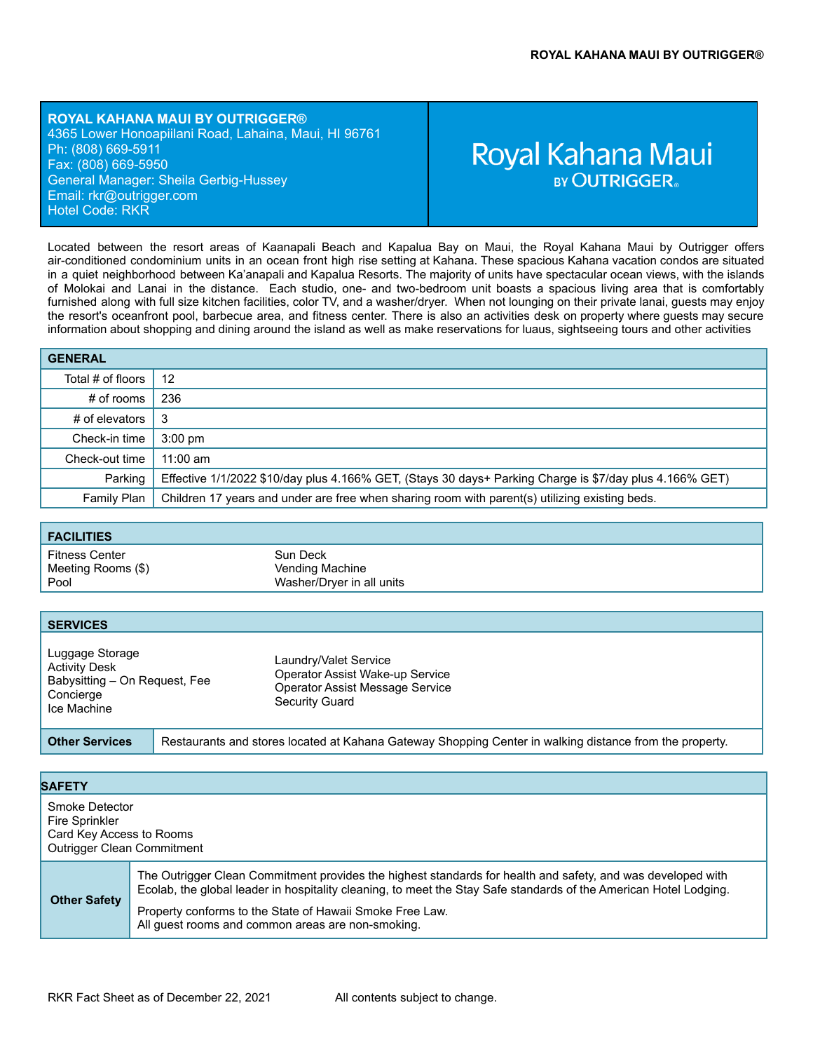# ROYAL KAHANA MAUI BY OUTRIGGER®

**ROYAL KAHANA MAUI BY OUTRIGGER®**
4365 Lower Honoapiilani Road, Lahaina, Maui, HI 96761
Ph: (808) 669-5911
Fax: (808) 669-5950
General Manager: Sheila Gerbig-Hussey
Email: rkr@outrigger.com
Hotel Code: RKR

Royal Kahana Maui BY OUTRIGGER®

Located between the resort areas of Kaanapali Beach and Kapalua Bay on Maui, the Royal Kahana Maui by Outrigger offers air-conditioned condominium units in an ocean front high rise setting at Kahana. These spacious Kahana vacation condos are situated in a quiet neighborhood between Ka'anapali and Kapalua Resorts. The majority of units have spectacular ocean views, with the islands of Molokai and Lanai in the distance. Each studio, one- and two-bedroom unit boasts a spacious living area that is comfortably furnished along with full size kitchen facilities, color TV, and a washer/dryer. When not lounging on their private lanai, guests may enjoy the resort's oceanfront pool, barbecue area, and fitness center. There is also an activities desk on property where guests may secure information about shopping and dining around the island as well as make reservations for luaus, sightseeing tours and other activities

## GENERAL

| | |
|---|---|
| Total # of floors | 12 |
| # of rooms | 236 |
| # of elevators | 3 |
| Check-in time | 3:00 pm |
| Check-out time | 11:00 am |
| Parking | Effective 1/1/2022 $10/day plus 4.166% GET, (Stays 30 days+ Parking Charge is $7/day plus 4.166% GET) |
| Family Plan | Children 17 years and under are free when sharing room with parent(s) utilizing existing beds. |

## FACILITIES

- Fitness Center
- Meeting Rooms ($)
- Pool
- Sun Deck
- Vending Machine
- Washer/Dryer in all units

## SERVICES

- Luggage Storage
- Activity Desk
- Babysitting – On Request, Fee
- Concierge
- Ice Machine
- Laundry/Valet Service
- Operator Assist Wake-up Service
- Operator Assist Message Service
- Security Guard

**Other Services:** Restaurants and stores located at Kahana Gateway Shopping Center in walking distance from the property.

## SAFETY

- Smoke Detector
- Fire Sprinkler
- Card Key Access to Rooms
- Outrigger Clean Commitment

**Other Safety:**

The Outrigger Clean Commitment provides the highest standards for health and safety, and was developed with Ecolab, the global leader in hospitality cleaning, to meet the Stay Safe standards of the American Hotel Lodging.

Property conforms to the State of Hawaii Smoke Free Law.
All guest rooms and common areas are non-smoking.

RKR Fact Sheet as of December 22, 2021 All contents subject to change.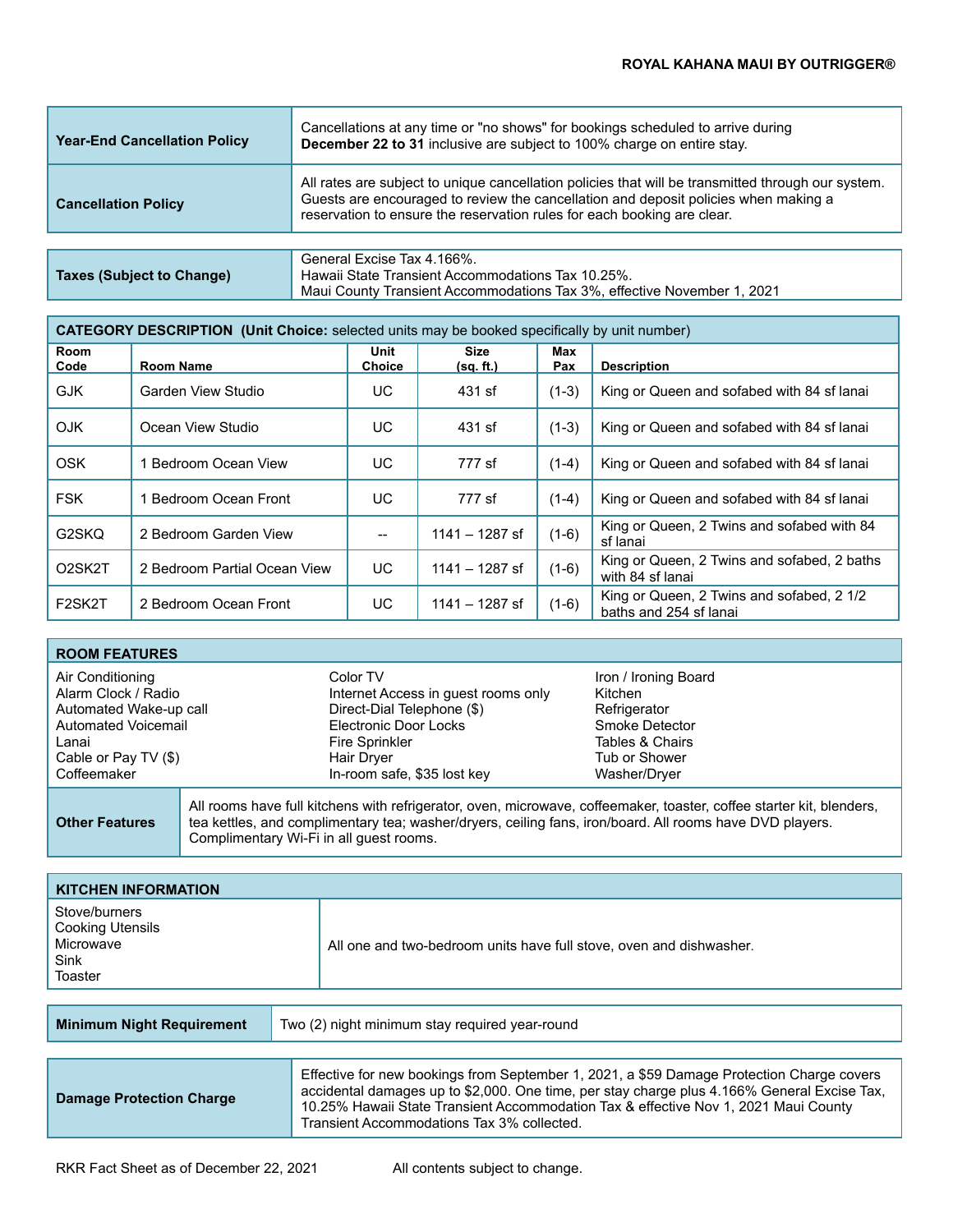**ROYAL KAHANA MAUI BY OUTRIGGER®**

| **Year-End Cancellation Policy** | Cancellations at any time or "no shows" for bookings scheduled to arrive during **December 22 to 31** inclusive are subject to 100% charge on entire stay. |
|---|---|
| **Cancellation Policy** | All rates are subject to unique cancellation policies that will be transmitted through our system. Guests are encouraged to review the cancellation and deposit policies when making a reservation to ensure the reservation rules for each booking are clear. |

| **Taxes (Subject to Change)** | General Excise Tax 4.166%.<br>Hawaii State Transient Accommodations Tax 10.25%.<br>Maui County Transient Accommodations Tax 3%, effective November 1, 2021 |
|---|---|

**CATEGORY DESCRIPTION (Unit Choice:** selected units may be booked specifically by unit number)

| Room Code | Room Name | Unit Choice | Size (sq. ft.) | Max Pax | Description |
|---|---|---|---|---|---|
| GJK | Garden View Studio | UC | 431 sf | (1-3) | King or Queen and sofabed with 84 sf lanai |
| OJK | Ocean View Studio | UC | 431 sf | (1-3) | King or Queen and sofabed with 84 sf lanai |
| OSK | 1 Bedroom Ocean View | UC | 777 sf | (1-4) | King or Queen and sofabed with 84 sf lanai |
| FSK | 1 Bedroom Ocean Front | UC | 777 sf | (1-4) | King or Queen and sofabed with 84 sf lanai |
| G2SKQ | 2 Bedroom Garden View | -- | 1141 – 1287 sf | (1-6) | King or Queen, 2 Twins and sofabed with 84 sf lanai |
| O2SK2T | 2 Bedroom Partial Ocean View | UC | 1141 – 1287 sf | (1-6) | King or Queen, 2 Twins and sofabed, 2 baths with 84 sf lanai |
| F2SK2T | 2 Bedroom Ocean Front | UC | 1141 – 1287 sf | (1-6) | King or Queen, 2 Twins and sofabed, 2 1/2 baths and 254 sf lanai |

**ROOM FEATURES**

- Air Conditioning
- Alarm Clock / Radio
- Automated Wake-up call
- Automated Voicemail
- Lanai
- Cable or Pay TV ($)
- Coffeemaker
- Color TV
- Internet Access in guest rooms only
- Direct-Dial Telephone ($)
- Electronic Door Locks
- Fire Sprinkler
- Hair Dryer
- In-room safe, $35 lost key
- Iron / Ironing Board
- Kitchen
- Refrigerator
- Smoke Detector
- Tables & Chairs
- Tub or Shower
- Washer/Dryer

| **Other Features** | All rooms have full kitchens with refrigerator, oven, microwave, coffeemaker, toaster, coffee starter kit, blenders, tea kettles, and complimentary tea; washer/dryers, ceiling fans, iron/board. All rooms have DVD players. Complimentary Wi-Fi in all guest rooms. |
|---|---|

**KITCHEN INFORMATION**

| Stove/burners<br>Cooking Utensils<br>Microwave<br>Sink<br>Toaster | All one and two-bedroom units have full stove, oven and dishwasher. |
|---|---|

| **Minimum Night Requirement** | Two (2) night minimum stay required year-round |
|---|---|

| **Damage Protection Charge** | Effective for new bookings from September 1, 2021, a $59 Damage Protection Charge covers accidental damages up to $2,000. One time, per stay charge plus 4.166% General Excise Tax, 10.25% Hawaii State Transient Accommodation Tax & effective Nov 1, 2021 Maui County Transient Accommodations Tax 3% collected. |
|---|---|

RKR Fact Sheet as of December 22, 2021 All contents subject to change.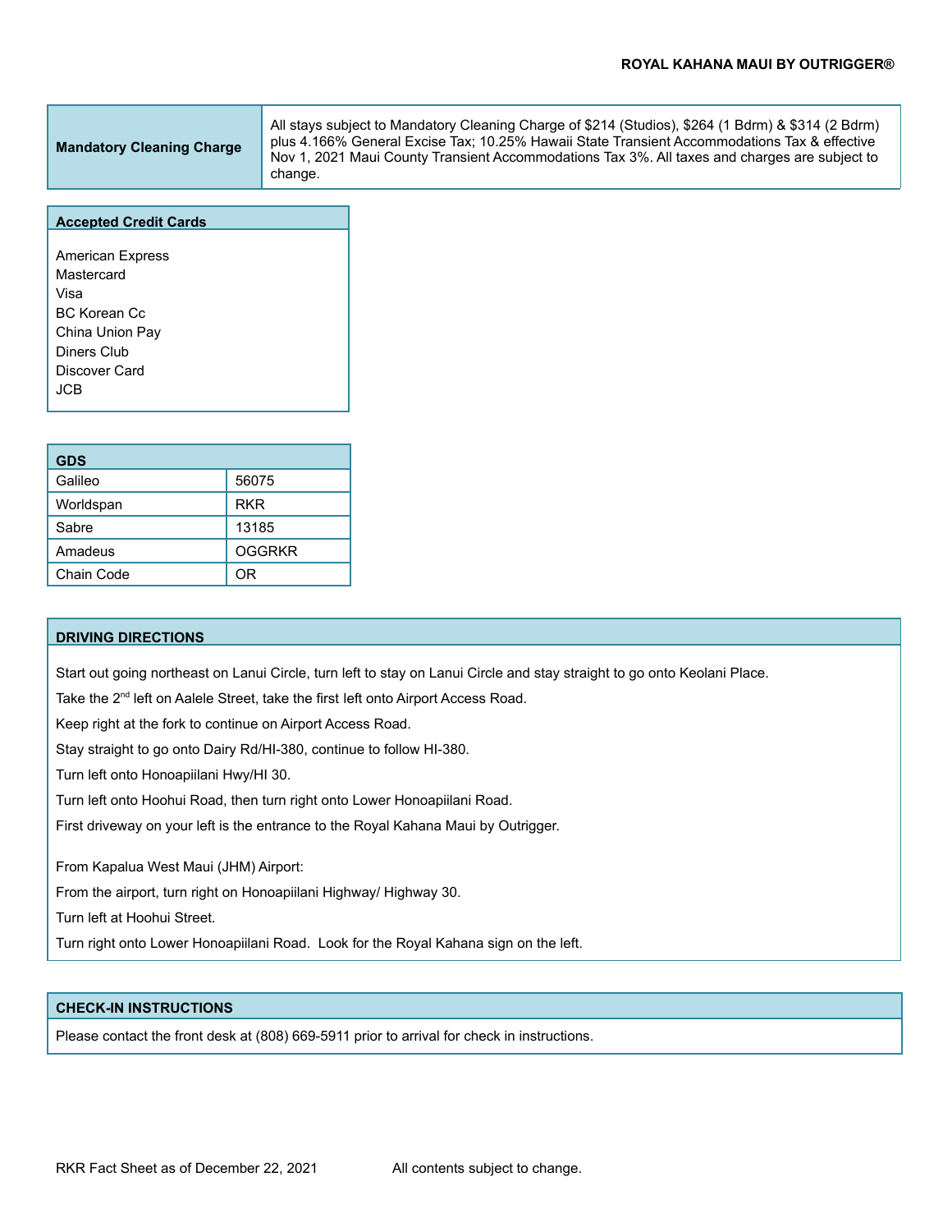**ROYAL KAHANA MAUI BY OUTRIGGER®**

| **Mandatory Cleaning Charge** | All stays subject to Mandatory Cleaning Charge of $214 (Studios), $264 (1 Bdrm) & $314 (2 Bdrm) plus 4.166% General Excise Tax; 10.25% Hawaii State Transient Accommodations Tax & effective Nov 1, 2021 Maui County Transient Accommodations Tax 3%. All taxes and charges are subject to change. |
|---|---|

### Accepted Credit Cards

American Express
Mastercard
Visa
BC Korean Cc
China Union Pay
Diners Club
Discover Card
JCB

| GDS | |
|---|---|
| Galileo | 56075 |
| Worldspan | RKR |
| Sabre | 13185 |
| Amadeus | OGGRKR |
| Chain Code | OR |

### DRIVING DIRECTIONS

Start out going northeast on Lanui Circle, turn left to stay on Lanui Circle and stay straight to go onto Keolani Place.

Take the 2nd left on Aalele Street, take the first left onto Airport Access Road.

Keep right at the fork to continue on Airport Access Road.

Stay straight to go onto Dairy Rd/HI-380, continue to follow HI-380.

Turn left onto Honoapiilani Hwy/HI 30.

Turn left onto Hoohui Road, then turn right onto Lower Honoapiilani Road.

First driveway on your left is the entrance to the Royal Kahana Maui by Outrigger.

From Kapalua West Maui (JHM) Airport:

From the airport, turn right on Honoapiilani Highway/ Highway 30.

Turn left at Hoohui Street.

Turn right onto Lower Honoapiilani Road. Look for the Royal Kahana sign on the left.

### CHECK-IN INSTRUCTIONS

Please contact the front desk at (808) 669-5911 prior to arrival for check in instructions.

RKR Fact Sheet as of December 22, 2021 All contents subject to change.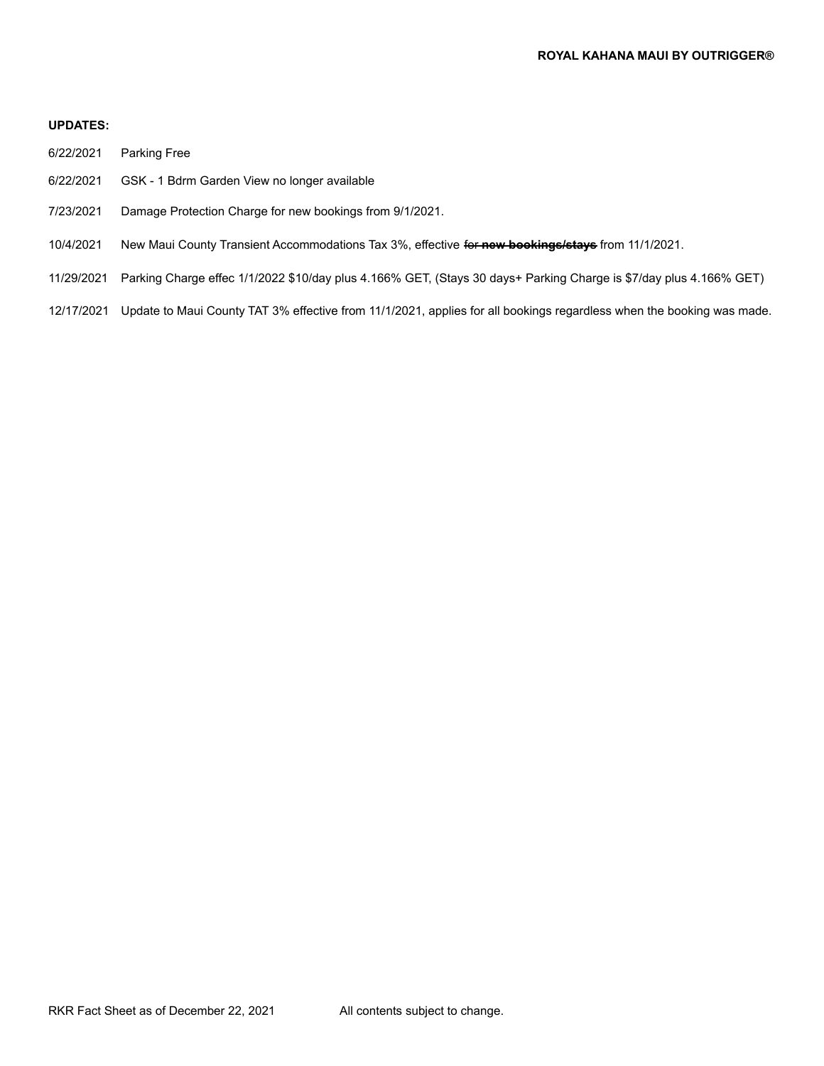**UPDATES:**

| | |
|---|---|
| 6/22/2021 | Parking Free |
| 6/22/2021 | GSK - 1 Bdrm Garden View no longer available |
| 7/23/2021 | Damage Protection Charge for new bookings from 9/1/2021. |
| 10/4/2021 | New Maui County Transient Accommodations Tax 3%, effective ~~for **new bookings/stays**~~ from 11/1/2021. |
| 11/29/2021 | Parking Charge effec 1/1/2022 $10/day plus 4.166% GET, (Stays 30 days+ Parking Charge is $7/day plus 4.166% GET) |
| 12/17/2021 | Update to Maui County TAT 3% effective from 11/1/2021, applies for all bookings regardless when the booking was made. |